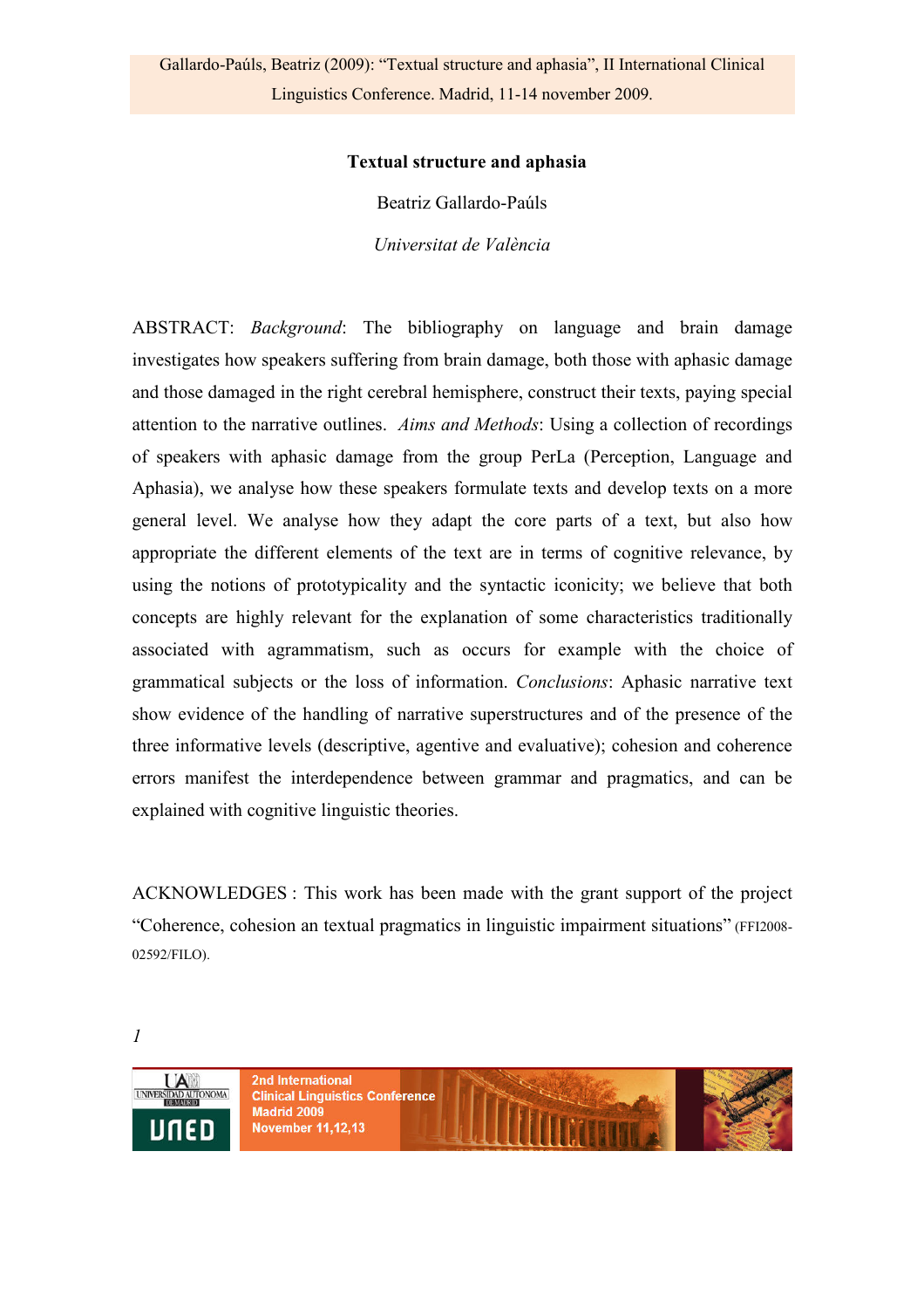# Textual structure and aphasia

Beatriz Gallardo-Paúls

*Universitat de València*

ABSTRACT: *Background*: The bibliography on language and brain damage investigates how speakers suffering from brain damage, both those with aphasic damage and those damaged in the right cerebral hemisphere, construct their texts, paying special attention to the narrative outlines. *Aims and Methods*: Using a collection of recordings of speakers with aphasic damage from the group PerLa (Perception, Language and Aphasia), we analyse how these speakers formulate texts and develop texts on a more general level. We analyse how they adapt the core parts of a text, but also how appropriate the different elements of the text are in terms of cognitive relevance, by using the notions of prototypicality and the syntactic iconicity; we believe that both concepts are highly relevant for the explanation of some characteristics traditionally associated with agrammatism, such as occurs for example with the choice of grammatical subjects or the loss of information. *Conclusions*: Aphasic narrative text show evidence of the handling of narrative superstructures and of the presence of the three informative levels (descriptive, agentive and evaluative); cohesion and coherence errors manifest the interdependence between grammar and pragmatics, and can be explained with cognitive linguistic theories.

ACKNOWLEDGES : This work has been made with the grant support of the project "Coherence, cohesion an textual pragmatics in linguistic impairment situations" (FFI2008-02592/FILO).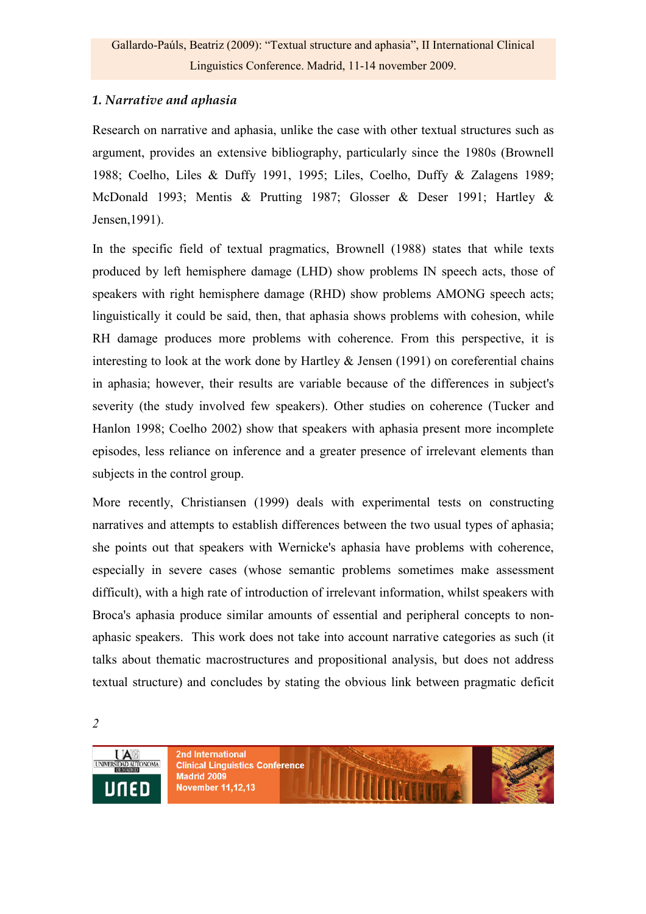## *1. Narrative and aphasia*

Research on narrative and aphasia, unlike the case with other textual structures such as argument, provides an extensive bibliography, particularly since the 1980s (Brownell 1988; Coelho, Liles & Duffy 1991, 1995; Liles, Coelho, Duffy & Zalagens 1989; McDonald 1993; Mentis & Prutting 1987; Glosser & Deser 1991; Hartley & Jensen,1991).

In the specific field of textual pragmatics, Brownell (1988) states that while texts produced by left hemisphere damage (LHD) show problems IN speech acts, those of speakers with right hemisphere damage (RHD) show problems AMONG speech acts; linguistically it could be said, then, that aphasia shows problems with cohesion, while RH damage produces more problems with coherence. From this perspective, it is interesting to look at the work done by Hartley & Jensen (1991) on coreferential chains in aphasia; however, their results are variable because of the differences in subject's severity (the study involved few speakers). Other studies on coherence (Tucker and Hanlon 1998; Coelho 2002) show that speakers with aphasia present more incomplete episodes, less reliance on inference and a greater presence of irrelevant elements than subjects in the control group.

More recently, Christiansen (1999) deals with experimental tests on constructing narratives and attempts to establish differences between the two usual types of aphasia; she points out that speakers with Wernicke's aphasia have problems with coherence, especially in severe cases (whose semantic problems sometimes make assessment difficult), with a high rate of introduction of irrelevant information, whilst speakers with Broca's aphasia produce similar amounts of essential and peripheral concepts to non-aphasic speakers. This work does not take into account narrative categories as such (it talks about thematic macrostructures and propositional analysis, but does not address textual structure) and concludes by stating the obvious link between pragmatic deficit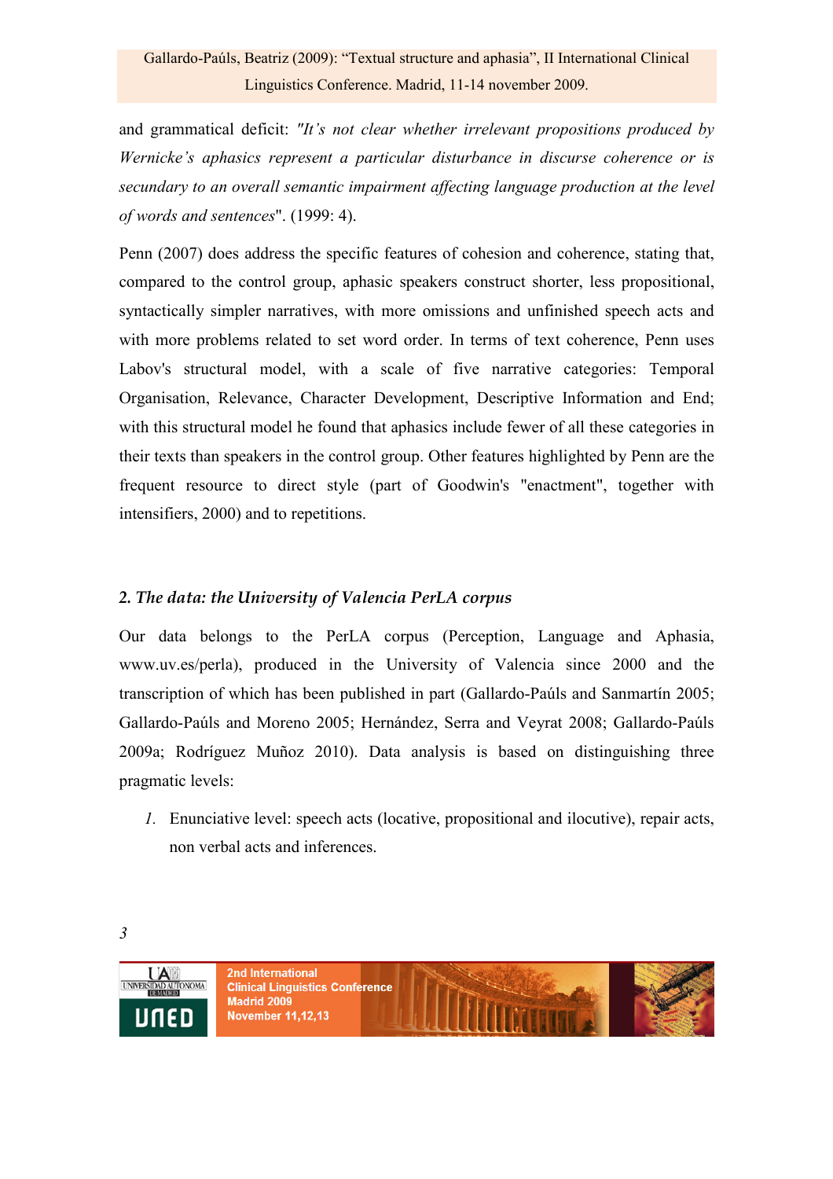and grammatical deficit: *"It's not clear whether irrelevant propositions produced by Wernicke's aphasics represent a particular disturbance in discurse coherence or is secundary to an overall semantic impairment affecting language production at the level of words and sentences*". (1999: 4).

Penn (2007) does address the specific features of cohesion and coherence, stating that, compared to the control group, aphasic speakers construct shorter, less propositional, syntactically simpler narratives, with more omissions and unfinished speech acts and with more problems related to set word order. In terms of text coherence, Penn uses Labov's structural model, with a scale of five narrative categories: Temporal Organisation, Relevance, Character Development, Descriptive Information and End; with this structural model he found that aphasics include fewer of all these categories in their texts than speakers in the control group. Other features highlighted by Penn are the frequent resource to direct style (part of Goodwin's "enactment", together with intensifiers, 2000) and to repetitions.

## *2. The data: the University of Valencia PerLA corpus*

Our data belongs to the PerLA corpus (Perception, Language and Aphasia, www.uv.es/perla), produced in the University of Valencia since 2000 and the transcription of which has been published in part (Gallardo-Paúls and Sanmartín 2005; Gallardo-Paúls and Moreno 2005; Hernández, Serra and Veyrat 2008; Gallardo-Paúls 2009a; Rodríguez Muñoz 2010). Data analysis is based on distinguishing three pragmatic levels:

1. Enunciative level: speech acts (locative, propositional and ilocutive), repair acts, non verbal acts and inferences.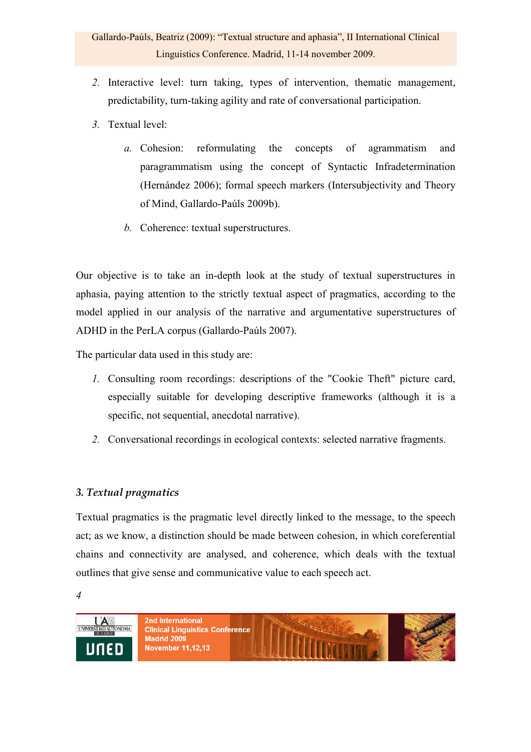2. Interactive level: turn taking, types of intervention, thematic management, predictability, turn-taking agility and rate of conversational participation.
3. Textual level:
   a. Cohesion: reformulating the concepts of agrammatism and paragrammatism using the concept of Syntactic Infradetermination (Hernández 2006); formal speech markers (Intersubjectivity and Theory of Mind, Gallardo-Paúls 2009b).
   b. Coherence: textual superstructures.

Our objective is to take an in-depth look at the study of textual superstructures in aphasia, paying attention to the strictly textual aspect of pragmatics, according to the model applied in our analysis of the narrative and argumentative superstructures of ADHD in the PerLA corpus (Gallardo-Paúls 2007).

The particular data used in this study are:

1. Consulting room recordings: descriptions of the "Cookie Theft" picture card, especially suitable for developing descriptive frameworks (although it is a specific, not sequential, anecdotal narrative).
2. Conversational recordings in ecological contexts: selected narrative fragments.

### 3. *Textual pragmatics*

Textual pragmatics is the pragmatic level directly linked to the message, to the speech act; as we know, a distinction should be made between cohesion, in which coreferential chains and connectivity are analysed, and coherence, which deals with the textual outlines that give sense and communicative value to each speech act.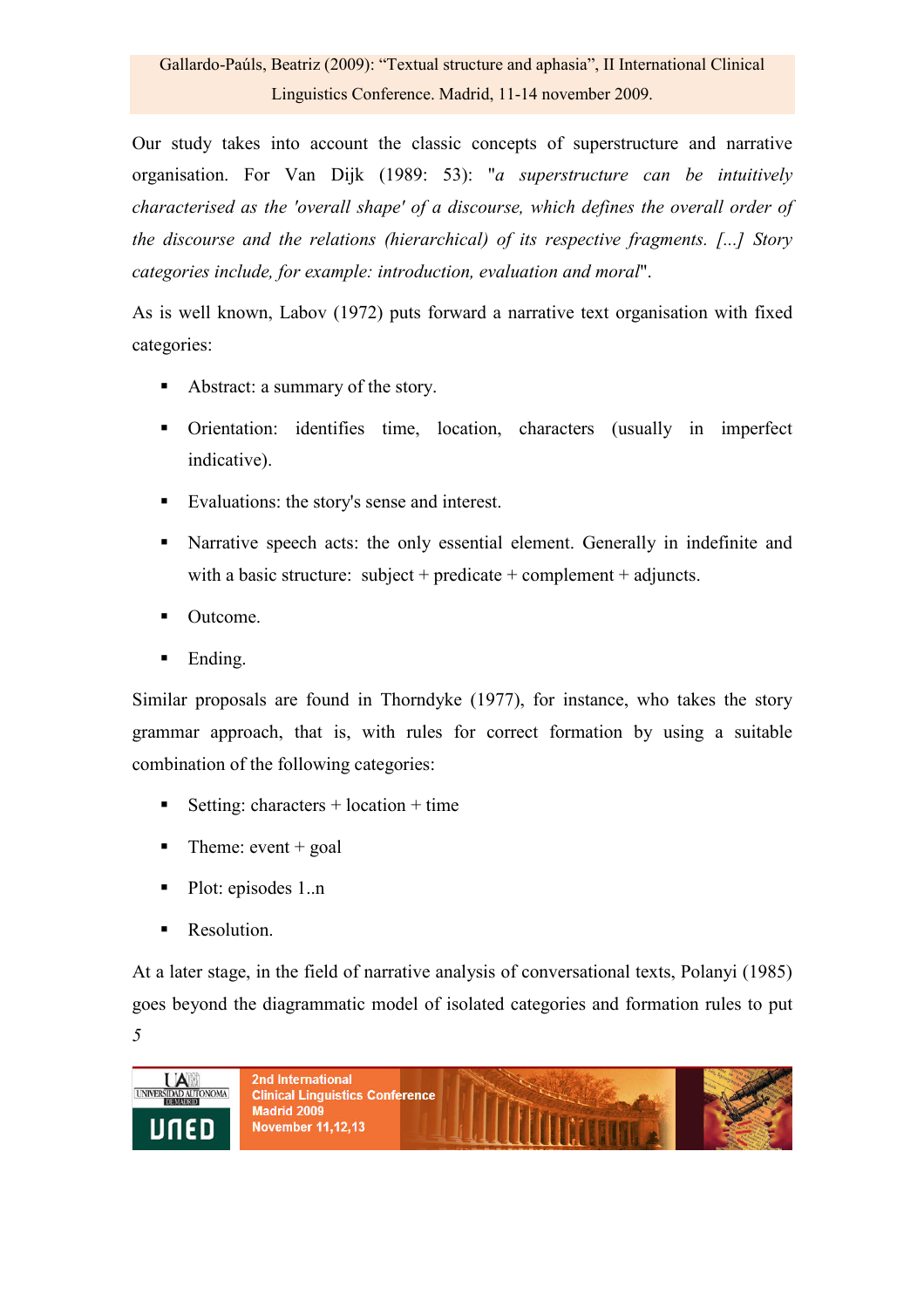Our study takes into account the classic concepts of superstructure and narrative organisation. For Van Dijk (1989: 53): "*a superstructure can be intuitively characterised as the 'overall shape' of a discourse, which defines the overall order of the discourse and the relations (hierarchical) of its respective fragments. [...] Story categories include, for example: introduction, evaluation and moral*".

As is well known, Labov (1972) puts forward a narrative text organisation with fixed categories:

- Abstract: a summary of the story.
- Orientation: identifies time, location, characters (usually in imperfect indicative).
- Evaluations: the story's sense and interest.
- Narrative speech acts: the only essential element. Generally in indefinite and with a basic structure: subject + predicate + complement + adjuncts.
- Outcome.
- Ending.

Similar proposals are found in Thorndyke (1977), for instance, who takes the story grammar approach, that is, with rules for correct formation by using a suitable combination of the following categories:

- Setting: characters + location + time
- Theme: event + goal
- Plot: episodes 1..n
- Resolution.

At a later stage, in the field of narrative analysis of conversational texts, Polanyi (1985) goes beyond the diagrammatic model of isolated categories and formation rules to put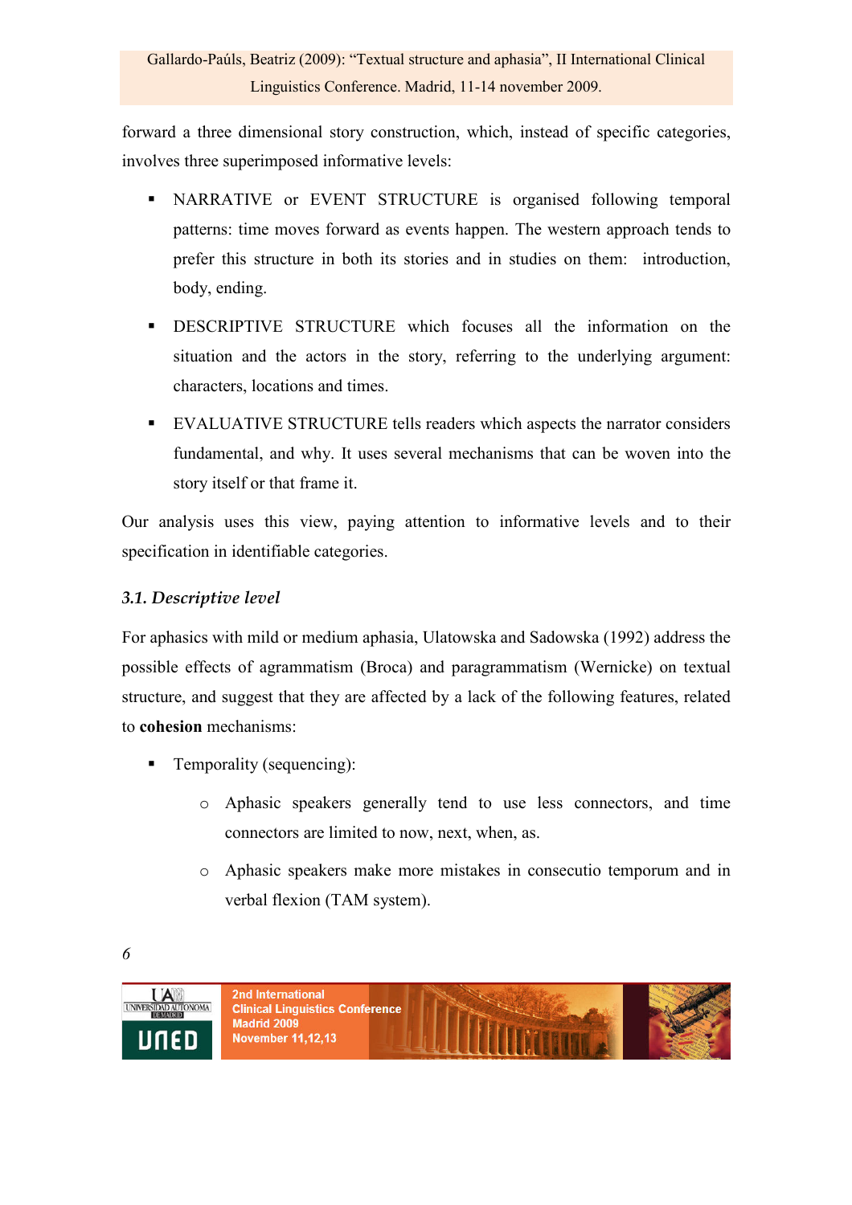forward a three dimensional story construction, which, instead of specific categories, involves three superimposed informative levels:

- NARRATIVE or EVENT STRUCTURE is organised following temporal patterns: time moves forward as events happen. The western approach tends to prefer this structure in both its stories and in studies on them: introduction, body, ending.
- DESCRIPTIVE STRUCTURE which focuses all the information on the situation and the actors in the story, referring to the underlying argument: characters, locations and times.
- EVALUATIVE STRUCTURE tells readers which aspects the narrator considers fundamental, and why. It uses several mechanisms that can be woven into the story itself or that frame it.

Our analysis uses this view, paying attention to informative levels and to their specification in identifiable categories.

### *3.1. Descriptive level*

For aphasics with mild or medium aphasia, Ulatowska and Sadowska (1992) address the possible effects of agrammatism (Broca) and paragrammatism (Wernicke) on textual structure, and suggest that they are affected by a lack of the following features, related to **cohesion** mechanisms:

- Temporality (sequencing):
  - Aphasic speakers generally tend to use less connectors, and time connectors are limited to now, next, when, as.
  - Aphasic speakers make more mistakes in consecutio temporum and in verbal flexion (TAM system).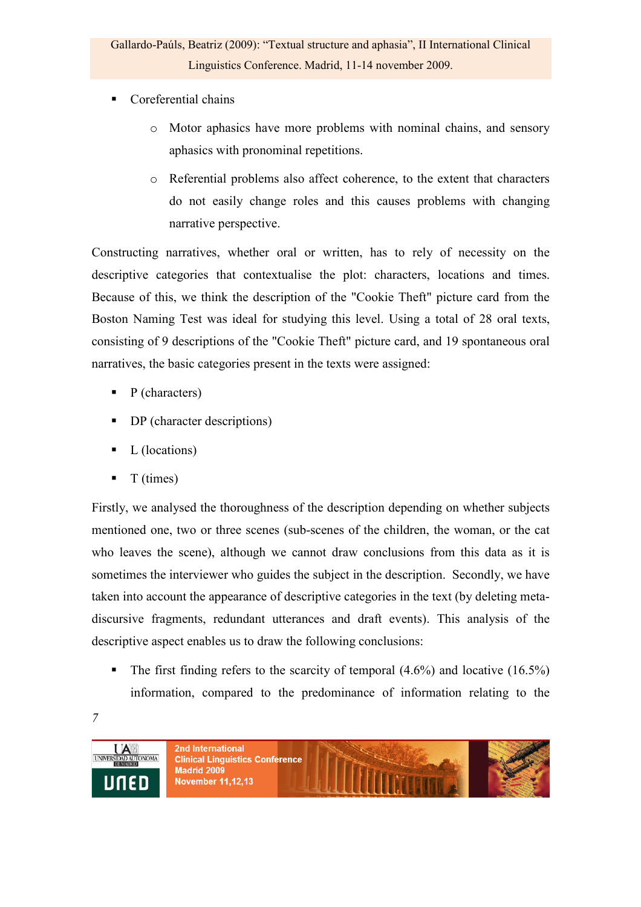- Coreferential chains
    - Motor aphasics have more problems with nominal chains, and sensory aphasics with pronominal repetitions.
    - Referential problems also affect coherence, to the extent that characters do not easily change roles and this causes problems with changing narrative perspective.

Constructing narratives, whether oral or written, has to rely of necessity on the descriptive categories that contextualise the plot: characters, locations and times. Because of this, we think the description of the "Cookie Theft" picture card from the Boston Naming Test was ideal for studying this level. Using a total of 28 oral texts, consisting of 9 descriptions of the "Cookie Theft" picture card, and 19 spontaneous oral narratives, the basic categories present in the texts were assigned:

- P (characters)
- DP (character descriptions)
- L (locations)
- T (times)

Firstly, we analysed the thoroughness of the description depending on whether subjects mentioned one, two or three scenes (sub-scenes of the children, the woman, or the cat who leaves the scene), although we cannot draw conclusions from this data as it is sometimes the interviewer who guides the subject in the description. Secondly, we have taken into account the appearance of descriptive categories in the text (by deleting meta-discursive fragments, redundant utterances and draft events). This analysis of the descriptive aspect enables us to draw the following conclusions:

- The first finding refers to the scarcity of temporal (4.6%) and locative (16.5%) information, compared to the predominance of information relating to the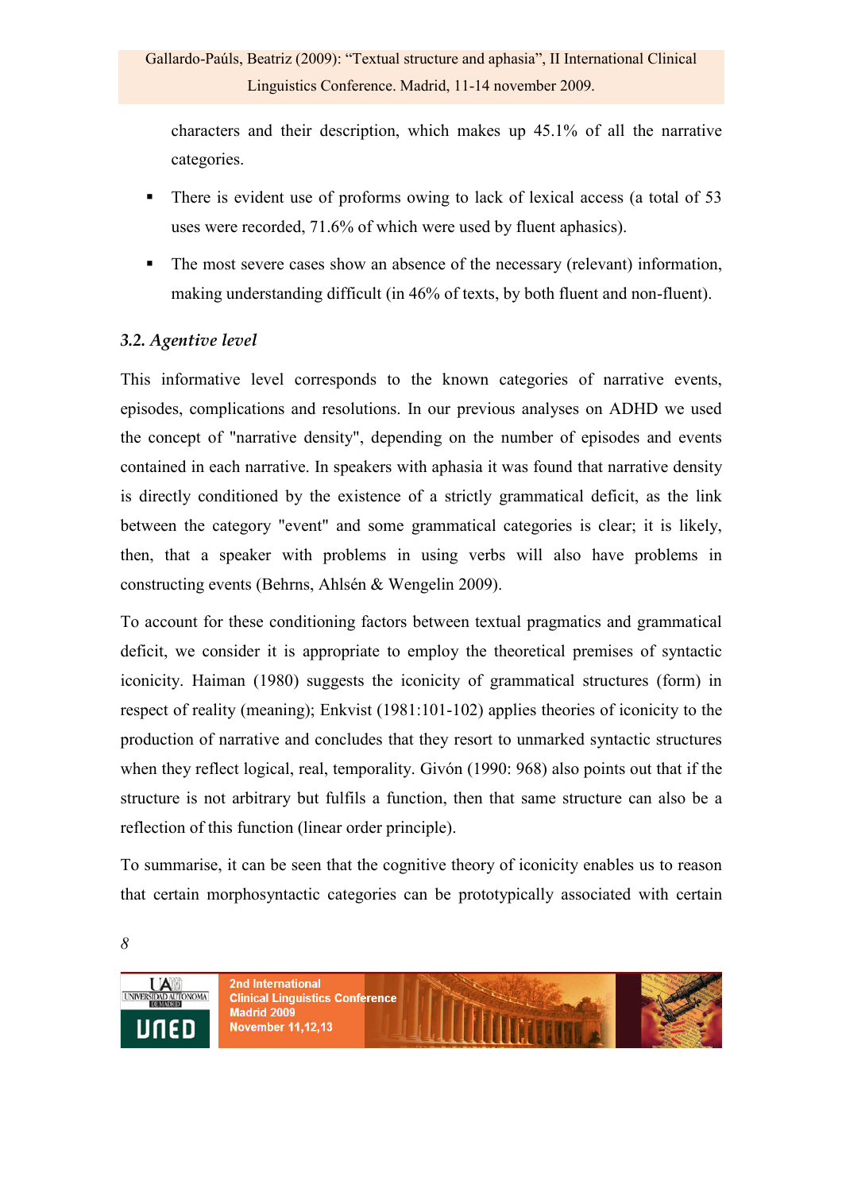characters and their description, which makes up 45.1% of all the narrative categories.

- There is evident use of proforms owing to lack of lexical access (a total of 53 uses were recorded, 71.6% of which were used by fluent aphasics).
- The most severe cases show an absence of the necessary (relevant) information, making understanding difficult (in 46% of texts, by both fluent and non-fluent).

### *3.2. Agentive level*

This informative level corresponds to the known categories of narrative events, episodes, complications and resolutions. In our previous analyses on ADHD we used the concept of "narrative density", depending on the number of episodes and events contained in each narrative. In speakers with aphasia it was found that narrative density is directly conditioned by the existence of a strictly grammatical deficit, as the link between the category "event" and some grammatical categories is clear; it is likely, then, that a speaker with problems in using verbs will also have problems in constructing events (Behrns, Ahlsén & Wengelin 2009).

To account for these conditioning factors between textual pragmatics and grammatical deficit, we consider it is appropriate to employ the theoretical premises of syntactic iconicity. Haiman (1980) suggests the iconicity of grammatical structures (form) in respect of reality (meaning); Enkvist (1981:101-102) applies theories of iconicity to the production of narrative and concludes that they resort to unmarked syntactic structures when they reflect logical, real, temporality. Givón (1990: 968) also points out that if the structure is not arbitrary but fulfils a function, then that same structure can also be a reflection of this function (linear order principle).

To summarise, it can be seen that the cognitive theory of iconicity enables us to reason that certain morphosyntactic categories can be prototypically associated with certain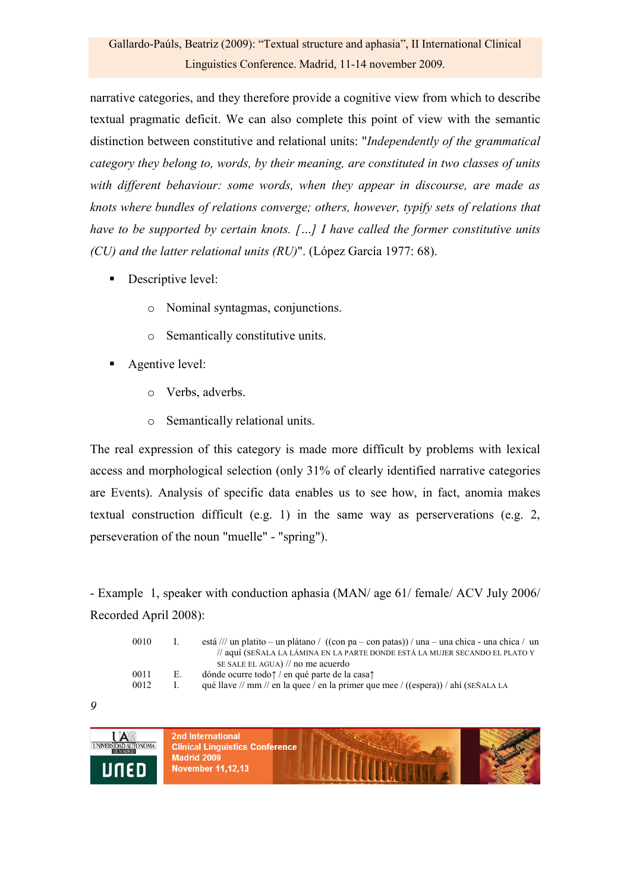narrative categories, and they therefore provide a cognitive view from which to describe textual pragmatic deficit. We can also complete this point of view with the semantic distinction between constitutive and relational units: "*Independently of the grammatical category they belong to, words, by their meaning, are constituted in two classes of units with different behaviour: some words, when they appear in discourse, are made as knots where bundles of relations converge; others, however, typify sets of relations that have to be supported by certain knots. […] I have called the former constitutive units (CU) and the latter relational units (RU)*". (López García 1977: 68).

- Descriptive level:
  - Nominal syntagmas, conjunctions.
  - Semantically constitutive units.
- Agentive level:
  - Verbs, adverbs.
  - Semantically relational units.

The real expression of this category is made more difficult by problems with lexical access and morphological selection (only 31% of clearly identified narrative categories are Events). Analysis of specific data enables us to see how, in fact, anomia makes textual construction difficult (e.g. 1) in the same way as perserverations (e.g. 2, perseveration of the noun "muelle" - "spring").

- Example 1, speaker with conduction aphasia (MAN/ age 61/ female/ ACV July 2006/ Recorded April 2008):

0010 I. está /// un platito – un plátano / ((con pa – con patas)) / una – una chica - una chica / un // aquí (SEÑALA LA LÁMINA EN LA PARTE DONDE ESTÁ LA MUJER SECANDO EL PLATO Y SE SALE EL AGUA) // no me acuerdo
0011 E. dónde ocurre todo↑ / en qué parte de la casa↑
0012 I. qué llave // mm // en la quee / en la primer que mee / ((espera)) / ahí (SEÑALA LA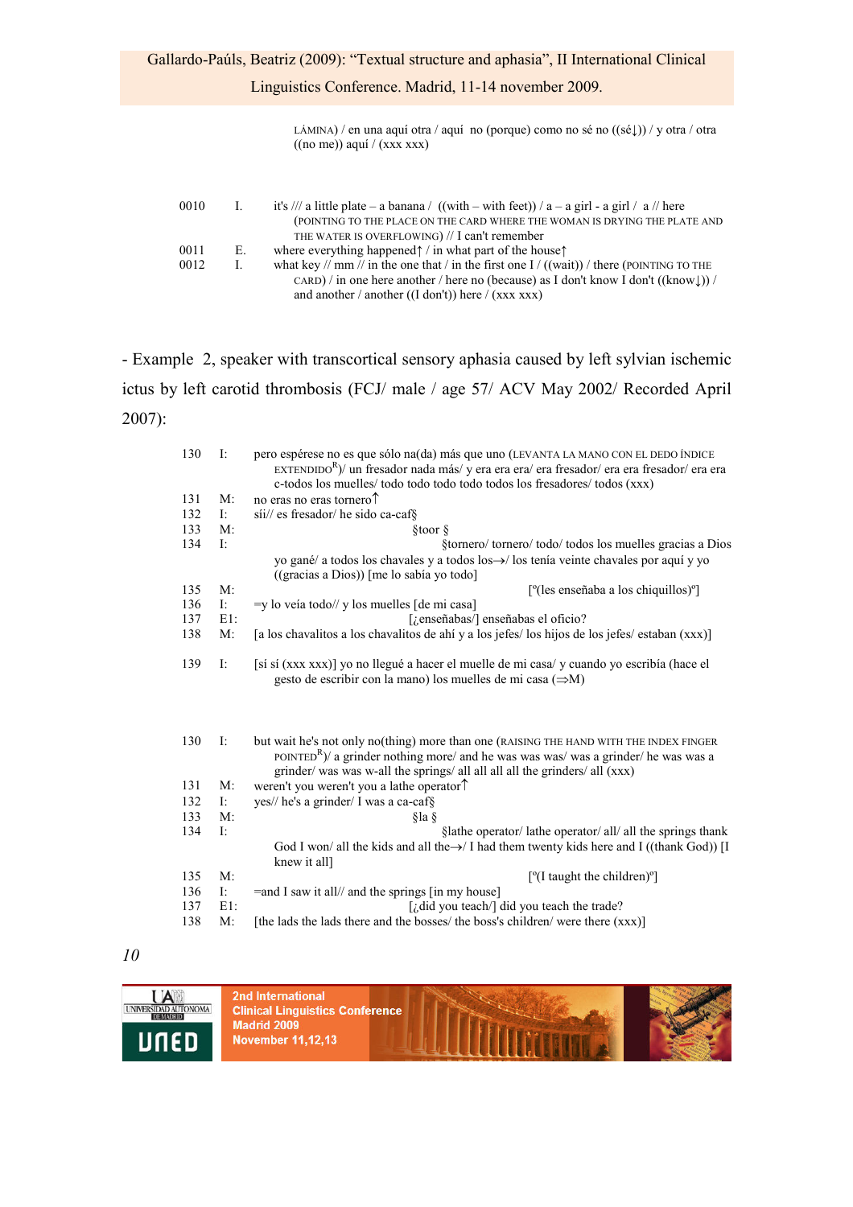LÁMINA) / en una aquí otra / aquí no (porque) como no sé no ((sé↓)) / y otra / otra ((no me)) aquí / (xxx xxx)

| | | |
|---|---|---|
| 0010 | I. | it's /// a little plate – a banana / ((with – with feet)) / a – a girl - a girl / a // here (POINTING TO THE PLACE ON THE CARD WHERE THE WOMAN IS DRYING THE PLATE AND THE WATER IS OVERFLOWING) // I can't remember |
| 0011 | E. | where everything happened↑ / in what part of the house↑ |
| 0012 | I. | what key // mm // in the one that / in the first one I / ((wait)) / there (POINTING TO THE CARD) / in one here another / here no (because) as I don't know I don't ((know↓)) / and another / another ((I don't)) here / (xxx xxx) |

- Example 2, speaker with transcortical sensory aphasia caused by left sylvian ischemic ictus by left carotid thrombosis (FCJ/ male / age 57/ ACV May 2002/ Recorded April 2007):

| | | |
|---|---|---|
| 130 | I: | pero espérese no es que sólo na(da) más que uno (LEVANTA LA MANO CON EL DEDO ÍNDICE EXTENDIDO[R])/ un fresador nada más/ y era era era/ era fresador/ era era fresador/ era era c-todos los muelles/ todo todo todo todo todos los fresadores/ todos (xxx) |
| 131 | M: | no eras no eras tornero↑ |
| 132 | I: | síi// es fresador/ he sido ca-caf§ |
| 133 | M: | §toor § |
| 134 | I: | §tornero/ tornero/ todo/ todos los muelles gracias a Dios yo gané/ a todos los chavales y a todos los→/ los tenía veinte chavales por aquí y yo ((gracias a Dios)) [me lo sabía yo todo] |
| 135 | M: | [º(les enseñaba a los chiquillos)º] |
| 136 | I: | =y lo veía todo// y los muelles [de mi casa] |
| 137 | E1: | [¿enseñabas/] enseñabas el oficio? |
| 138 | M: | [a los chavalitos a los chavalitos de ahí y a los jefes/ los hijos de los jefes/ estaban (xxx)] |
| 139 | I: | [sí sí (xxx xxx)] yo no llegué a hacer el muelle de mi casa/ y cuando yo escribía (hace el gesto de escribir con la mano) los muelles de mi casa (⇒M) |

| | | |
|---|---|---|
| 130 | I: | but wait he's not only no(thing) more than one (RAISING THE HAND WITH THE INDEX FINGER POINTED[R])/ a grinder nothing more/ and he was was was/ was a grinder/ he was was a grinder/ was was w-all the springs/ all all all all the grinders/ all (xxx) |
| 131 | M: | weren't you weren't you a lathe operator↑ |
| 132 | I: | yes// he's a grinder/ I was a ca-caf§ |
| 133 | M: | §la § |
| 134 | I: | §lathe operator/ lathe operator/ all/ all the springs thank God I won/ all the kids and all the→/ I had them twenty kids here and I ((thank God)) [I knew it all] |
| 135 | M: | [º(I taught the children)º] |
| 136 | I: | =and I saw it all// and the springs [in my house] |
| 137 | E1: | [¿did you teach/] did you teach the trade? |
| 138 | M: | [the lads the lads there and the bosses/ the boss's children/ were there (xxx)] |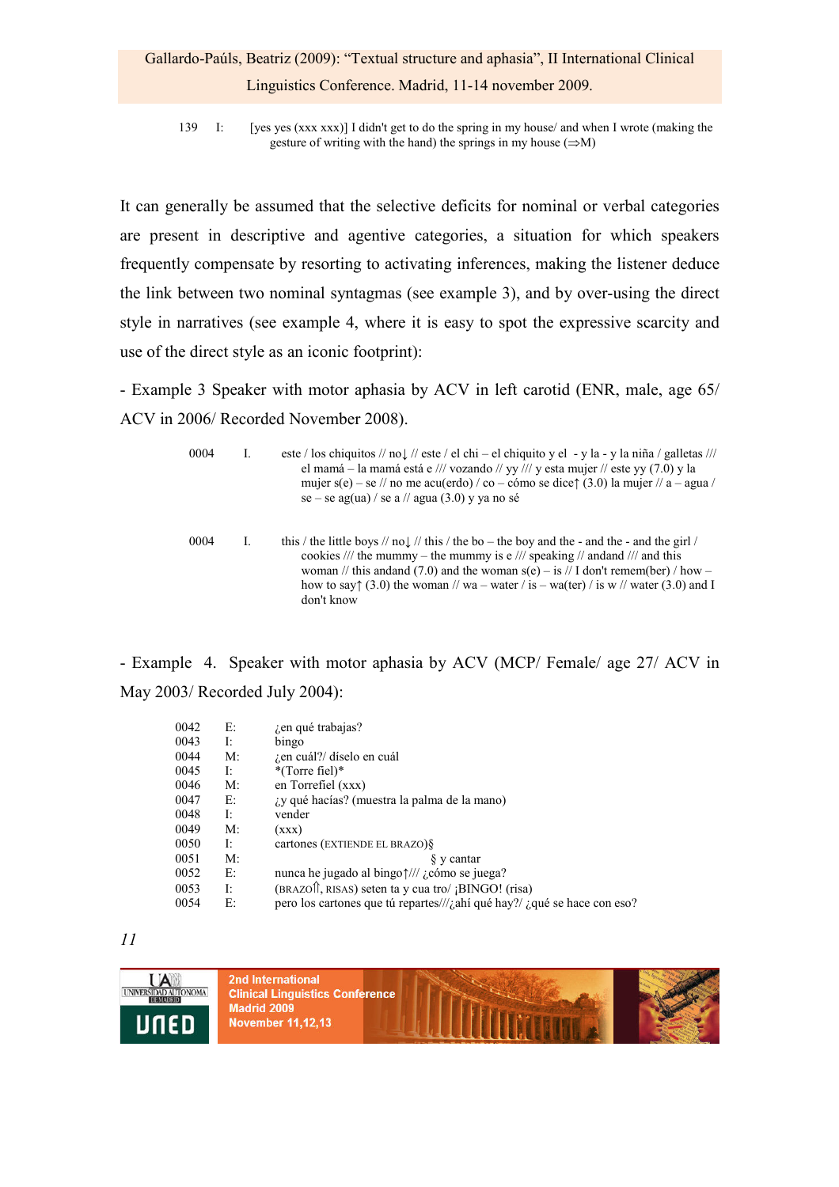139 I: [yes yes (xxx xxx)] I didn't get to do the spring in my house/ and when I wrote (making the gesture of writing with the hand) the springs in my house (⇒M)

It can generally be assumed that the selective deficits for nominal or verbal categories are present in descriptive and agentive categories, a situation for which speakers frequently compensate by resorting to activating inferences, making the listener deduce the link between two nominal syntagmas (see example 3), and by over-using the direct style in narratives (see example 4, where it is easy to spot the expressive scarcity and use of the direct style as an iconic footprint):

- Example 3 Speaker with motor aphasia by ACV in left carotid (ENR, male, age 65/ ACV in 2006/ Recorded November 2008).

0004 I. este / los chiquitos // no↓ // este / el chi – el chiquito y el - y la - y la niña / galletas /// el mamá – la mamá está e /// vozando // yy /// y esta mujer // este yy (7.0) y la mujer s(e) – se // no me acu(erdo) / co – cómo se dice↑ (3.0) la mujer // a – agua / se – se ag(ua) / se a // agua (3.0) y ya no sé

0004 I. this / the little boys // no↓ // this / the bo – the boy and the - and the - and the girl / cookies /// the mummy – the mummy is e /// speaking // andand /// and this woman // this andand (7.0) and the woman s(e) – is // I don't remem(ber) / how – how to say↑ (3.0) the woman // wa – water / is – wa(ter) / is w // water (3.0) and I don't know

- Example 4. Speaker with motor aphasia by ACV (MCP/ Female/ age 27/ ACV in May 2003/ Recorded July 2004):

| | | |
|---|---|---|
| 0042 | E: | ¿en qué trabajas? |
| 0043 | I: | bingo |
| 0044 | M: | ¿en cuál?/ díselo en cuál |
| 0045 | I: | *(Torre fiel)* |
| 0046 | M: | en Torrefiel (xxx) |
| 0047 | E: | ¿y qué hacías? (muestra la palma de la mano) |
| 0048 | I: | vender |
| 0049 | M: | (xxx) |
| 0050 | I: | cartones (EXTIENDE EL BRAZO)§ |
| 0051 | M: | § y cantar |
| 0052 | E: | nunca he jugado al bingo↑/// ¿cómo se juega? |
| 0053 | I: | (BRAZO⇑, RISAS) seten ta y cua tro/ ¡BINGO! (risa) |
| 0054 | E: | pero los cartones que tú repartes///¿ahí qué hay?/ ¿qué se hace con eso? |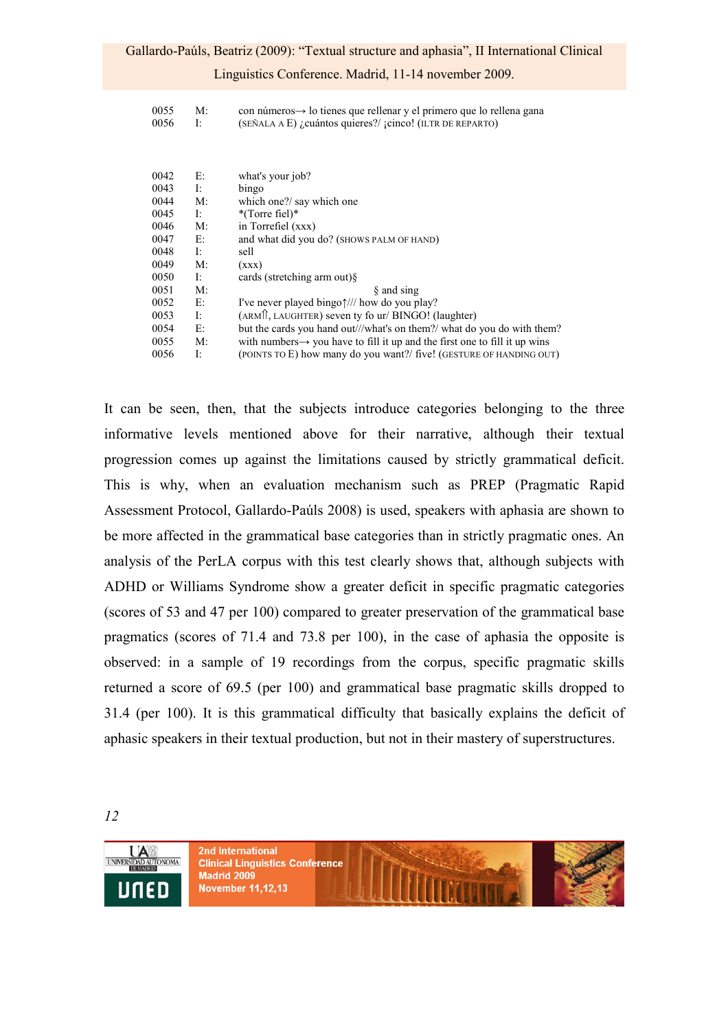| | | |
|---|---|---|
| 0055 | M: | con números→ lo tienes que rellenar y el primero que lo rellena gana |
| 0056 | I: | (SEÑALA A E) ¿cuántos quieres?/ ¡cinco! (ILTR DE REPARTO) |

| | | |
|---|---|---|
| 0042 | E: | what's your job? |
| 0043 | I: | bingo |
| 0044 | M: | which one?/ say which one |
| 0045 | I: | *(Torre fiel)* |
| 0046 | M: | in Torrefiel (xxx) |
| 0047 | E: | and what did you do? (SHOWS PALM OF HAND) |
| 0048 | I: | sell |
| 0049 | M: | (xxx) |
| 0050 | I: | cards (stretching arm out)§ |
| 0051 | M: | § and sing |
| 0052 | E: | I've never played bingo↑/// how do you play? |
| 0053 | I: | (ARM⇑, LAUGHTER) seven ty fo ur/ BINGO! (laughter) |
| 0054 | E: | but the cards you hand out///what's on them?/ what do you do with them? |
| 0055 | M: | with numbers→ you have to fill it up and the first one to fill it up wins |
| 0056 | I: | (POINTS TO E) how many do you want?/ five! (GESTURE OF HANDING OUT) |

It can be seen, then, that the subjects introduce categories belonging to the three informative levels mentioned above for their narrative, although their textual progression comes up against the limitations caused by strictly grammatical deficit. This is why, when an evaluation mechanism such as PREP (Pragmatic Rapid Assessment Protocol, Gallardo-Paúls 2008) is used, speakers with aphasia are shown to be more affected in the grammatical base categories than in strictly pragmatic ones. An analysis of the PerLA corpus with this test clearly shows that, although subjects with ADHD or Williams Syndrome show a greater deficit in specific pragmatic categories (scores of 53 and 47 per 100) compared to greater preservation of the grammatical base pragmatics (scores of 71.4 and 73.8 per 100), in the case of aphasia the opposite is observed: in a sample of 19 recordings from the corpus, specific pragmatic skills returned a score of 69.5 (per 100) and grammatical base pragmatic skills dropped to 31.4 (per 100). It is this grammatical difficulty that basically explains the deficit of aphasic speakers in their textual production, but not in their mastery of superstructures.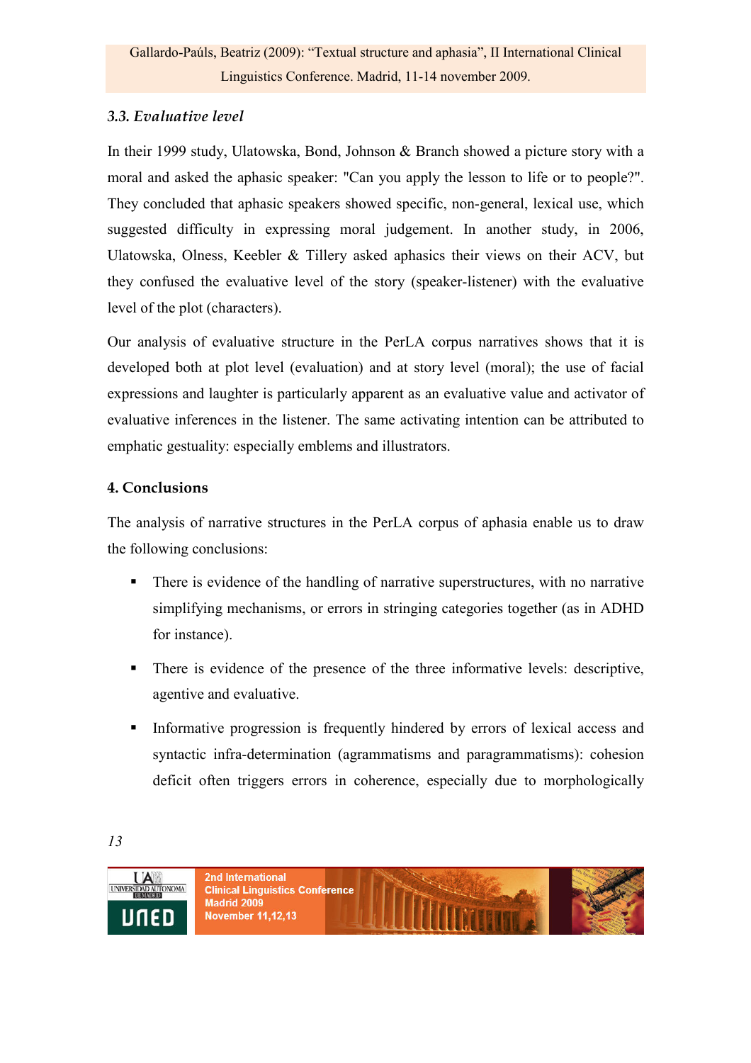### *3.3. Evaluative level*

In their 1999 study, Ulatowska, Bond, Johnson & Branch showed a picture story with a moral and asked the aphasic speaker: "Can you apply the lesson to life or to people?". They concluded that aphasic speakers showed specific, non-general, lexical use, which suggested difficulty in expressing moral judgement. In another study, in 2006, Ulatowska, Olness, Keebler & Tillery asked aphasics their views on their ACV, but they confused the evaluative level of the story (speaker-listener) with the evaluative level of the plot (characters).

Our analysis of evaluative structure in the PerLA corpus narratives shows that it is developed both at plot level (evaluation) and at story level (moral); the use of facial expressions and laughter is particularly apparent as an evaluative value and activator of evaluative inferences in the listener. The same activating intention can be attributed to emphatic gestuality: especially emblems and illustrators.

## 4. Conclusions

The analysis of narrative structures in the PerLA corpus of aphasia enable us to draw the following conclusions:

- There is evidence of the handling of narrative superstructures, with no narrative simplifying mechanisms, or errors in stringing categories together (as in ADHD for instance).
- There is evidence of the presence of the three informative levels: descriptive, agentive and evaluative.
- Informative progression is frequently hindered by errors of lexical access and syntactic infra-determination (agrammatisms and paragrammatisms): cohesion deficit often triggers errors in coherence, especially due to morphologically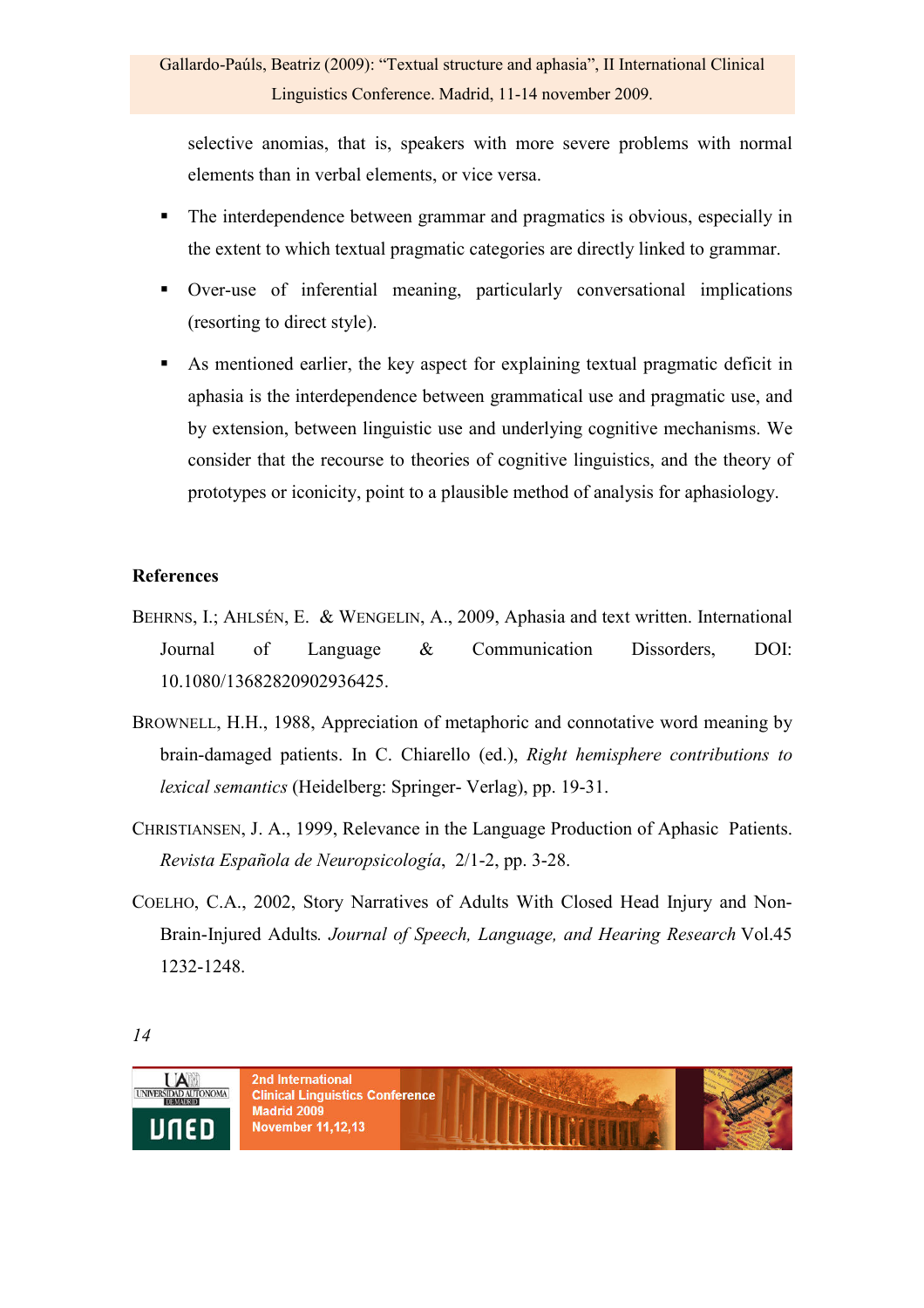selective anomias, that is, speakers with more severe problems with normal elements than in verbal elements, or vice versa.

- The interdependence between grammar and pragmatics is obvious, especially in the extent to which textual pragmatic categories are directly linked to grammar.
- Over-use of inferential meaning, particularly conversational implications (resorting to direct style).
- As mentioned earlier, the key aspect for explaining textual pragmatic deficit in aphasia is the interdependence between grammatical use and pragmatic use, and by extension, between linguistic use and underlying cognitive mechanisms. We consider that the recourse to theories of cognitive linguistics, and the theory of prototypes or iconicity, point to a plausible method of analysis for aphasiology.

**References**

BEHRNS, I.; AHLSÉN, E. & WENGELIN, A., 2009, Aphasia and text written. International Journal of Language & Communication Dissorders, DOI: 10.1080/13682820902936425.

BROWNELL, H.H., 1988, Appreciation of metaphoric and connotative word meaning by brain-damaged patients. In C. Chiarello (ed.), *Right hemisphere contributions to lexical semantics* (Heidelberg: Springer- Verlag), pp. 19-31.

CHRISTIANSEN, J. A., 1999, Relevance in the Language Production of Aphasic Patients. *Revista Española de Neuropsicología*, 2/1-2, pp. 3-28.

COELHO, C.A., 2002, Story Narratives of Adults With Closed Head Injury and Non-Brain-Injured Adults*. Journal of Speech, Language, and Hearing Research* Vol.45 1232-1248.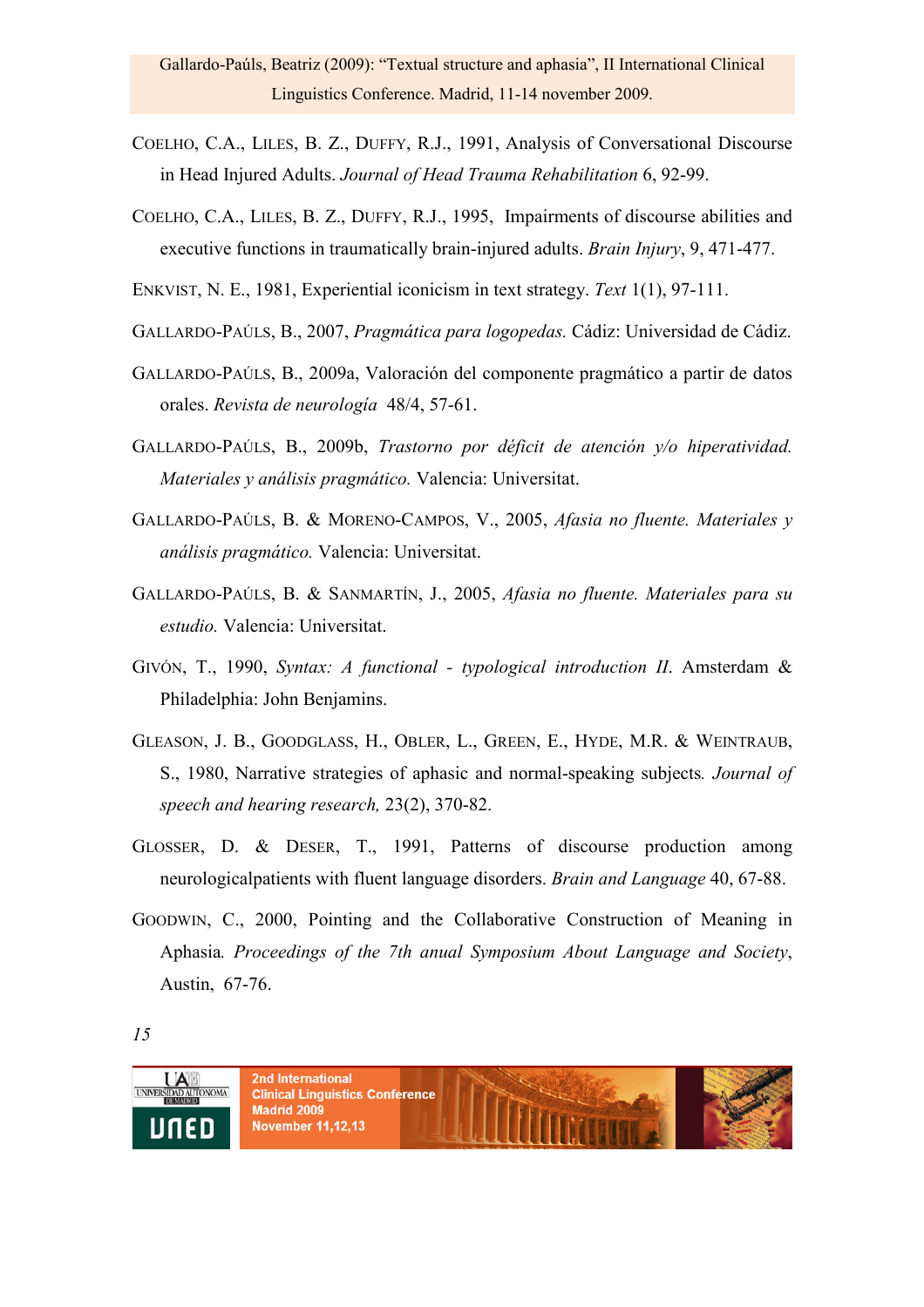COELHO, C.A., LILES, B. Z., DUFFY, R.J., 1991, Analysis of Conversational Discourse in Head Injured Adults. *Journal of Head Trauma Rehabilitation* 6, 92-99.

COELHO, C.A., LILES, B. Z., DUFFY, R.J., 1995, Impairments of discourse abilities and executive functions in traumatically brain-injured adults. *Brain Injury*, 9, 471-477.

ENKVIST, N. E., 1981, Experiential iconicism in text strategy. *Text* 1(1), 97-111.

GALLARDO-PAÚLS, B., 2007, *Pragmática para logopedas.* Cádiz: Universidad de Cádiz.

GALLARDO-PAÚLS, B., 2009a, Valoración del componente pragmático a partir de datos orales. *Revista de neurología* 48/4, 57-61.

GALLARDO-PAÚLS, B., 2009b, *Trastorno por déficit de atención y/o hiperatividad. Materiales y análisis pragmático.* Valencia: Universitat.

GALLARDO-PAÚLS, B. & MORENO-CAMPOS, V., 2005, *Afasia no fluente. Materiales y análisis pragmático.* Valencia: Universitat.

GALLARDO-PAÚLS, B. & SANMARTÍN, J., 2005, *Afasia no fluente. Materiales para su estudio.* Valencia: Universitat.

GIVÓN, T., 1990, *Syntax: A functional - typological introduction II*. Amsterdam & Philadelphia: John Benjamins.

GLEASON, J. B., GOODGLASS, H., OBLER, L., GREEN, E., HYDE, M.R. & WEINTRAUB, S., 1980, Narrative strategies of aphasic and normal-speaking subjects*. Journal of speech and hearing research,* 23(2), 370-82.

GLOSSER, D. & DESER, T., 1991, Patterns of discourse production among neurologicalpatients with fluent language disorders. *Brain and Language* 40, 67-88.

GOODWIN, C., 2000, Pointing and the Collaborative Construction of Meaning in Aphasia*. Proceedings of the 7th anual Symposium About Language and Society*, Austin, 67-76.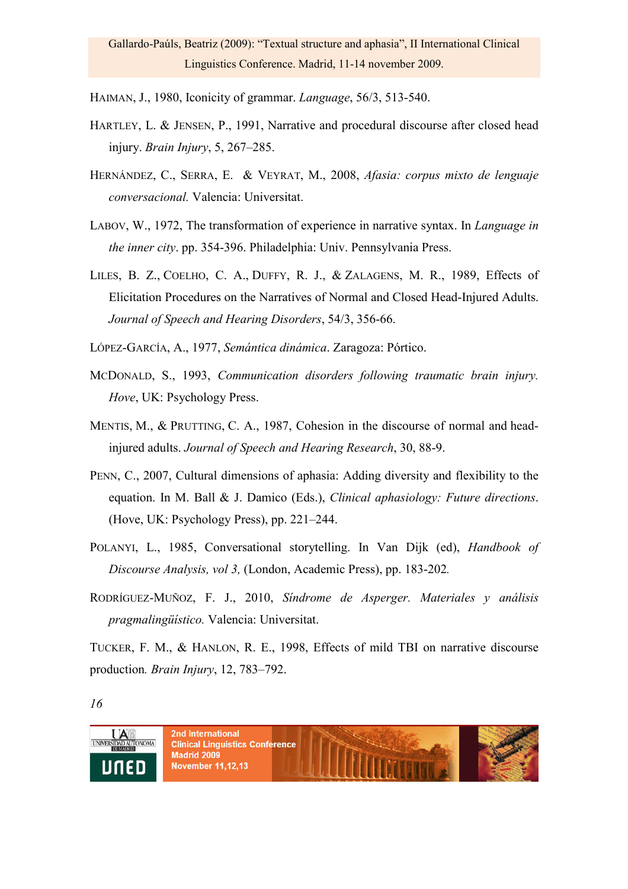HAIMAN, J., 1980, Iconicity of grammar. *Language*, 56/3, 513-540.

HARTLEY, L. & JENSEN, P., 1991, Narrative and procedural discourse after closed head injury. *Brain Injury*, 5, 267–285.

HERNÁNDEZ, C., SERRA, E. & VEYRAT, M., 2008, *Afasia: corpus mixto de lenguaje conversacional.* Valencia: Universitat.

LABOV, W., 1972, The transformation of experience in narrative syntax. In *Language in the inner city*. pp. 354-396. Philadelphia: Univ. Pennsylvania Press.

LILES, B. Z., COELHO, C. A., DUFFY, R. J., & ZALAGENS, M. R., 1989, Effects of Elicitation Procedures on the Narratives of Normal and Closed Head-Injured Adults. *Journal of Speech and Hearing Disorders*, 54/3, 356-66.

LÓPEZ-GARCÍA, A., 1977, *Semántica dinámica*. Zaragoza: Pórtico.

MCDONALD, S., 1993, *Communication disorders following traumatic brain injury. Hove*, UK: Psychology Press.

MENTIS, M., & PRUTTING, C. A., 1987, Cohesion in the discourse of normal and head-injured adults. *Journal of Speech and Hearing Research*, 30, 88-9.

PENN, C., 2007, Cultural dimensions of aphasia: Adding diversity and flexibility to the equation. In M. Ball & J. Damico (Eds.), *Clinical aphasiology: Future directions*. (Hove, UK: Psychology Press), pp. 221–244.

POLANYI, L., 1985, Conversational storytelling. In Van Dijk (ed), *Handbook of Discourse Analysis, vol 3,* (London, Academic Press), pp. 183-202*.*

RODRÍGUEZ-MUÑOZ, F. J., 2010, *Síndrome de Asperger. Materiales y análisis pragmalingüístico.* Valencia: Universitat.

TUCKER, F. M., & HANLON, R. E., 1998, Effects of mild TBI on narrative discourse production*. Brain Injury*, 12, 783–792.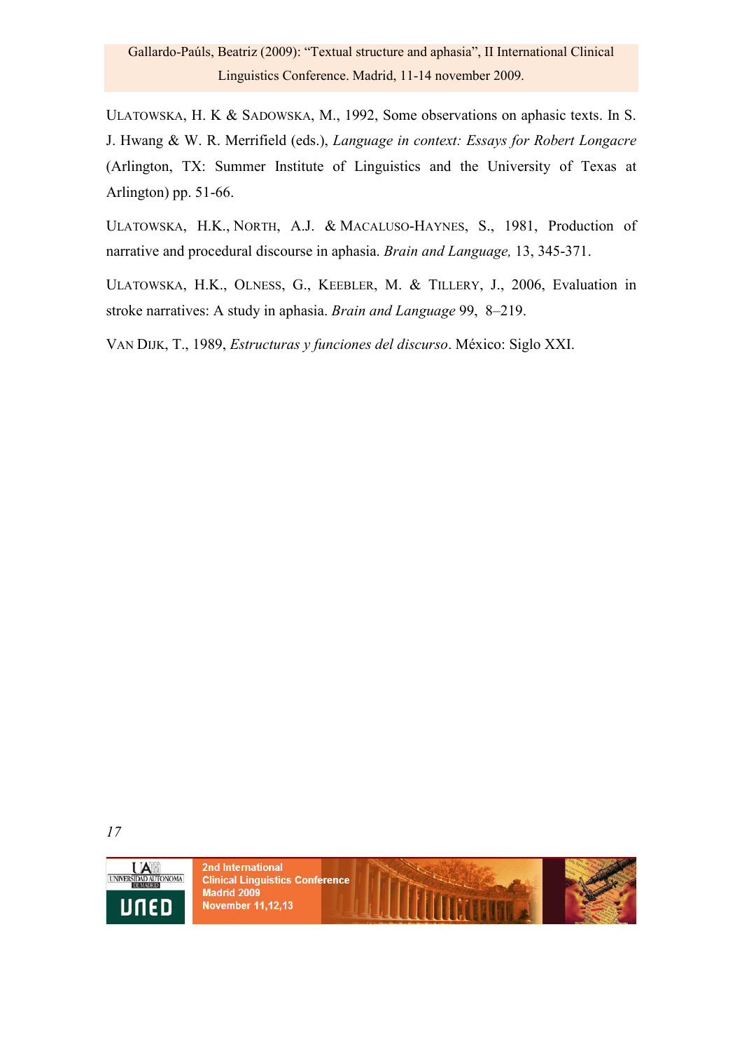ULATOWSKA, H. K & SADOWSKA, M., 1992, Some observations on aphasic texts. In S. J. Hwang & W. R. Merrifield (eds.), *Language in context: Essays for Robert Longacre* (Arlington, TX: Summer Institute of Linguistics and the University of Texas at Arlington) pp. 51-66.

ULATOWSKA, H.K., NORTH, A.J. & MACALUSO-HAYNES, S., 1981, Production of narrative and procedural discourse in aphasia. *Brain and Language,* 13, 345-371.

ULATOWSKA, H.K., OLNESS, G., KEEBLER, M. & TILLERY, J., 2006, Evaluation in stroke narratives: A study in aphasia. *Brain and Language* 99, 8–219.

VAN DIJK, T., 1989, *Estructuras y funciones del discurso*. México: Siglo XXI.